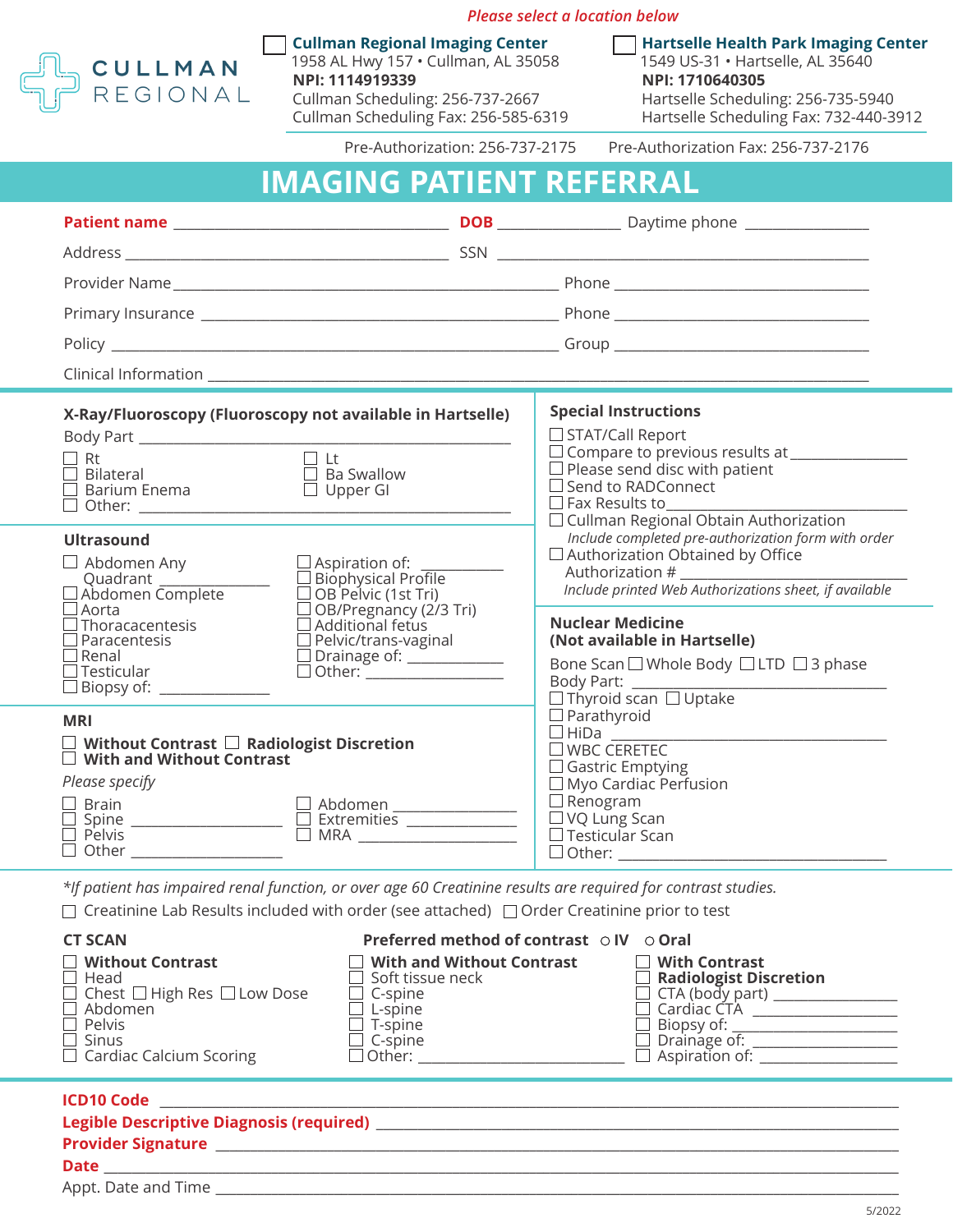*Please select a location below*

CULLMAN REGIONAL

☐ **Cullman Regional Imaging Center**
1958 AL Hwy 157 • Cullman, AL 35058
**NPI: 1114919339**
Cullman Scheduling: 256-737-2667
Cullman Scheduling Fax: 256-585-6319

☐ **Hartselle Health Park Imaging Center**
1549 US-31 • Hartselle, AL 35640
**NPI: 1710640305**
Hartselle Scheduling: 256-735-5940
Hartselle Scheduling Fax: 732-440-3912

Pre-Authorization: 256-737-2175 Pre-Authorization Fax: 256-737-2176

# IMAGING PATIENT REFERRAL

**Patient name** ____________________ **DOB** __________ Daytime phone __________

Address ____________________ SSN ____________________

Provider Name ____________________ Phone ____________________

Primary Insurance ____________________ Phone ____________________

Policy ____________________ Group ____________________

Clinical Information ________________________________________

## X-Ray/Fluoroscopy (Fluoroscopy not available in Hartselle)

Body Part ____________________

- ☐ Rt
- ☐ Lt
- ☐ Bilateral
- ☐ Ba Swallow
- ☐ Barium Enema
- ☐ Upper GI
- ☐ Other: ____________________

## Ultrasound

- ☐ Abdomen Any Quadrant __________
- ☐ Abdomen Complete
- ☐ Aorta
- ☐ Thoracentesis
- ☐ Paracentesis
- ☐ Renal
- ☐ Testicular
- ☐ Biopsy of: __________
- ☐ Aspiration of: __________
- ☐ Biophysical Profile
- ☐ OB Pelvic (1st Tri)
- ☐ OB/Pregnancy (2/3 Tri)
- ☐ Additional fetus
- ☐ Pelvic/trans-vaginal
- ☐ Drainage of: __________
- ☐ Other: __________

## MRI

- ☐ **Without Contrast**
- ☐ **Radiologist Discretion**
- ☐ **With and Without Contrast**

*Please specify*

- ☐ Brain
- ☐ Spine __________
- ☐ Pelvis
- ☐ Other __________
- ☐ Abdomen __________
- ☐ Extremities __________
- ☐ MRA __________

## Special Instructions

- ☐ STAT/Call Report
- ☐ Compare to previous results at __________
- ☐ Please send disc with patient
- ☐ Send to RADConnect
- ☐ Fax Results to __________
- ☐ Cullman Regional Obtain Authorization
  *Include completed pre-authorization form with order*
- ☐ Authorization Obtained by Office
  Authorization # __________
  *Include printed Web Authorizations sheet, if available*

## Nuclear Medicine (Not available in Hartselle)

Bone Scan ☐ Whole Body ☐ LTD ☐ 3 phase
Body Part: __________

- ☐ Thyroid scan ☐ Uptake
- ☐ Parathyroid
- ☐ HiDa __________
- ☐ WBC CERETEC
- ☐ Gastric Emptying
- ☐ Myo Cardiac Perfusion
- ☐ Renogram
- ☐ VQ Lung Scan
- ☐ Testicular Scan
- ☐ Other: __________

*\*If patient has impaired renal function, or over age 60 Creatinine results are required for contrast studies.*

☐ Creatinine Lab Results included with order (see attached) ☐ Order Creatinine prior to test

## CT SCAN

**Preferred method of contrast** ○ **IV** ○ **Oral**

- ☐ **Without Contrast**
- ☐ Head
- ☐ Chest ☐ High Res ☐ Low Dose
- ☐ Abdomen
- ☐ Pelvis
- ☐ Sinus
- ☐ Cardiac Calcium Scoring
- ☐ **With and Without Contrast**
- ☐ Soft tissue neck
- ☐ C-spine
- ☐ L-spine
- ☐ T-spine
- ☐ C-spine
- ☐ Other: __________
- ☐ **With Contrast**
- ☐ **Radiologist Discretion**
- ☐ CTA (body part) __________
- ☐ Cardiac CTA __________
- ☐ Biopsy of: __________
- ☐ Drainage of: __________
- ☐ Aspiration of: __________

**ICD10 Code** ____________________

**Legible Descriptive Diagnosis (required)** ____________________

**Provider Signature** ____________________

**Date** ____________________

Appt. Date and Time ____________________

5/2022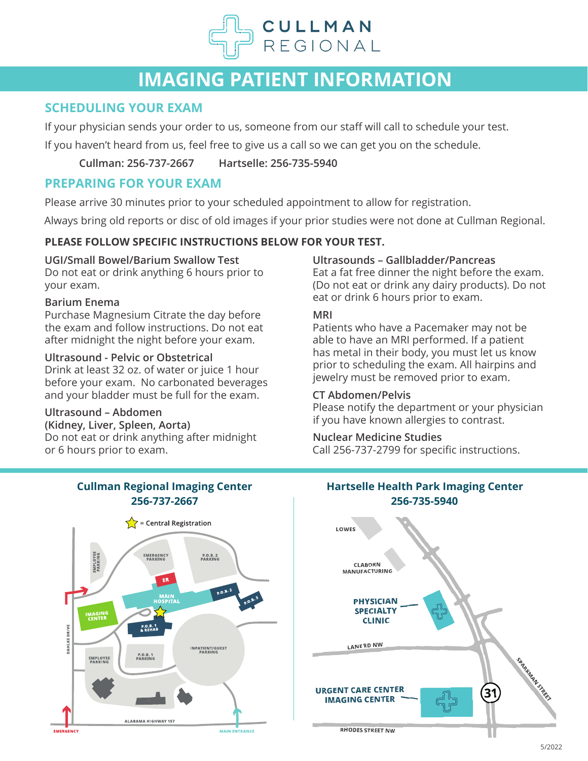# IMAGING PATIENT INFORMATION

## SCHEDULING YOUR EXAM

If your physician sends your order to us, someone from our staff will call to schedule your test.

If you haven't heard from us, feel free to give us a call so we can get you on the schedule.

**Cullman: 256-737-2667** **Hartselle: 256-735-5940**

## PREPARING FOR YOUR EXAM

Please arrive 30 minutes prior to your scheduled appointment to allow for registration.

Always bring old reports or disc of old images if your prior studies were not done at Cullman Regional.

**PLEASE FOLLOW SPECIFIC INSTRUCTIONS BELOW FOR YOUR TEST.**

### UGI/Small Bowel/Barium Swallow Test

Do not eat or drink anything 6 hours prior to your exam.

### Barium Enema

Purchase Magnesium Citrate the day before the exam and follow instructions. Do not eat after midnight the night before your exam.

### Ultrasound - Pelvic or Obstetrical

Drink at least 32 oz. of water or juice 1 hour before your exam. No carbonated beverages and your bladder must be full for the exam.

### Ultrasound – Abdomen (Kidney, Liver, Spleen, Aorta)

Do not eat or drink anything after midnight or 6 hours prior to exam.

### Ultrasounds – Gallbladder/Pancreas

Eat a fat free dinner the night before the exam. (Do not eat or drink any dairy products). Do not eat or drink 6 hours prior to exam.

### MRI

Patients who have a Pacemaker may not be able to have an MRI performed. If a patient has metal in their body, you must let us know prior to scheduling the exam. All hairpins and jewelry must be removed prior to exam.

### CT Abdomen/Pelvis

Please notify the department or your physician if you have known allergies to contrast.

### Nuclear Medicine Studies

Call 256-737-2799 for specific instructions.

## Cullman Regional Imaging Center
**256-737-2667**

☆ = Central Registration

EMPLOYEE PARKING
EMERGENCY PARKING
P.O.B. 2 PARKING
ER
MAIN HOSPITAL
P.O.B. 2
P.O.B. 3
IMAGING CENTER
P.O.B. 1 & REHAB
DAHLKE DRIVE
EMPLOYEE PARKING
P.O.B. 1 PARKING
INPATIENT/GUEST PARKING
ALABAMA HIGHWAY 157
EMERGENCY
MAIN ENTRANCE

## Hartselle Health Park Imaging Center
**256-735-5940**

LOWES
CLABORN MANUFACTURING
PHYSICIAN SPECIALTY CLINIC
LANE RD NW
SPARKMAN STREET
URGENT CARE CENTER
IMAGING CENTER
31
RHODES STREET NW

5/2022